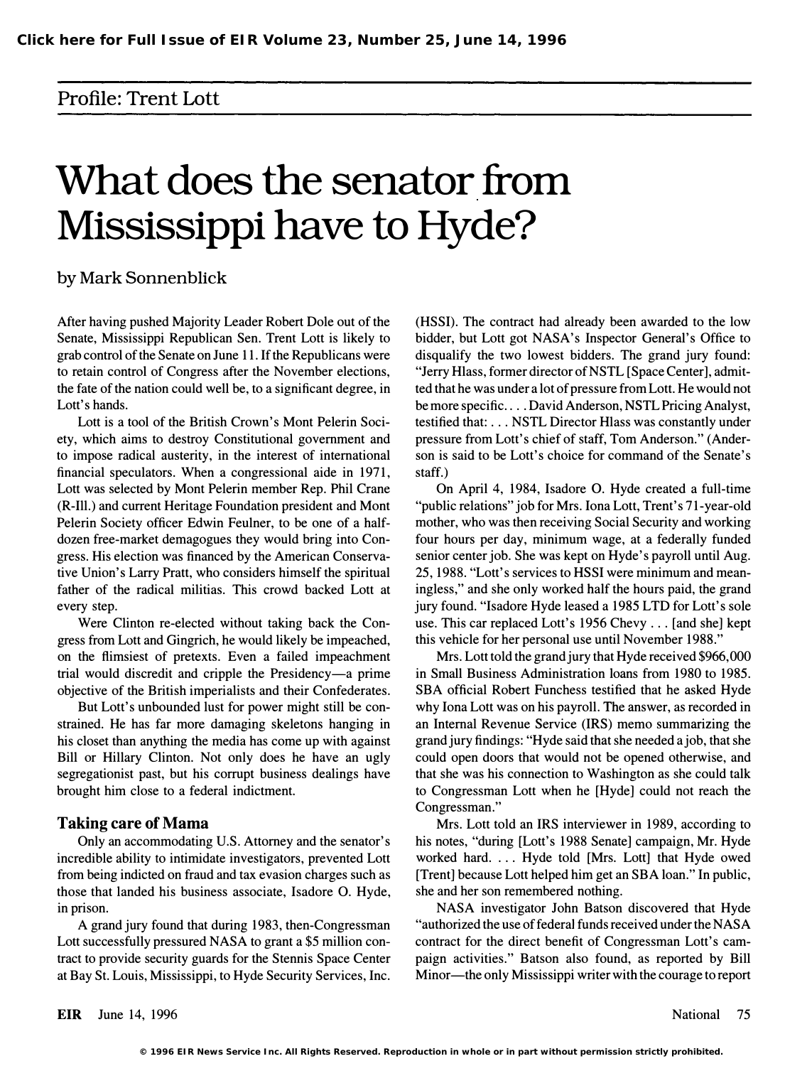## Profile: Trent Lott

# What does the senator from Mississippi have to Hyde?

by Mark Sonnenblick

After having pushed Majority Leader Robert Dole out of the Senate, Mississippi Republican Sen. Trent Lott is likely to grab control of the Senate on June 11. If the Republicans were to retain control of Congress after the November elections, the fate of the nation could well be, to a significant degree, in Lott's hands.

Lott is a tool of the British Crown's Mont Pelerin Society, which aims to destroy Constitutional government and to impose radical austerity, in the interest of international financial speculators. When a congressional aide in 1971, Lott was selected by Mont Pelerin member Rep. Phil Crane (R-Ill.) and current Heritage Foundation president and Mont Pelerin Society officer Edwin Feulner, to be one of a half-dozen free-market demagogues they would bring into Congress. His election was financed by the American Conservative Union's Larry Pratt, who considers himself the spiritual father of the radical militias. This crowd backed Lott at every step.

Were Clinton re-elected without taking back the Congress from Lott and Gingrich, he would likely be impeached, on the flimsiest of pretexts. Even a failed impeachment trial would discredit and cripple the Presidency—a prime objective of the British imperialists and their Confederates.

But Lott's unbounded lust for power might still be constrained. He has far more damaging skeletons hanging in his closet than anything the media has come up with against Bill or Hillary Clinton. Not only does he have an ugly segregationist past, but his corrupt business dealings have brought him close to a federal indictment.

### Taking care of Mama

Only an accommodating U.S. Attorney and the senator's incredible ability to intimidate investigators, prevented Lott from being indicted on fraud and tax evasion charges such as those that landed his business associate, Isadore O. Hyde, in prison.

A grand jury found that during 1983, then-Congressman Lott successfully pressured NASA to grant a $5 million contract to provide security guards for the Stennis Space Center at Bay St. Louis, Mississippi, to Hyde Security Services, Inc. (HSSI). The contract had already been awarded to the low bidder, but Lott got NASA's Inspector General's Office to disqualify the two lowest bidders. The grand jury found: "Jerry Hlass, former director of NSTL [Space Center], admitted that he was under a lot of pressure from Lott. He would not be more specific. . . . David Anderson, NSTL Pricing Analyst, testified that: . . . NSTL Director Hlass was constantly under pressure from Lott's chief of staff, Tom Anderson." (Anderson is said to be Lott's choice for command of the Senate's staff.)

On April 4, 1984, Isadore O. Hyde created a full-time "public relations" job for Mrs. Iona Lott, Trent's 71-year-old mother, who was then receiving Social Security and working four hours per day, minimum wage, at a federally funded senior center job. She was kept on Hyde's payroll until Aug. 25, 1988. "Lott's services to HSSI were minimum and meaningless," and she only worked half the hours paid, the grand jury found. "Isadore Hyde leased a 1985 LTD for Lott's sole use. This car replaced Lott's 1956 Chevy . . . [and she] kept this vehicle for her personal use until November 1988."

Mrs. Lott told the grand jury that Hyde received $966,000 in Small Business Administration loans from 1980 to 1985. SBA official Robert Funchess testified that he asked Hyde why Iona Lott was on his payroll. The answer, as recorded in an Internal Revenue Service (IRS) memo summarizing the grand jury findings: "Hyde said that she needed a job, that she could open doors that would not be opened otherwise, and that she was his connection to Washington as she could talk to Congressman Lott when he [Hyde] could not reach the Congressman."

Mrs. Lott told an IRS interviewer in 1989, according to his notes, "during [Lott's 1988 Senate] campaign, Mr. Hyde worked hard. . . . Hyde told [Mrs. Lott] that Hyde owed [Trent] because Lott helped him get an SBA loan." In public, she and her son remembered nothing.

NASA investigator John Batson discovered that Hyde "authorized the use of federal funds received under the NASA contract for the direct benefit of Congressman Lott's campaign activities." Batson also found, as reported by Bill Minor—the only Mississippi writer with the courage to report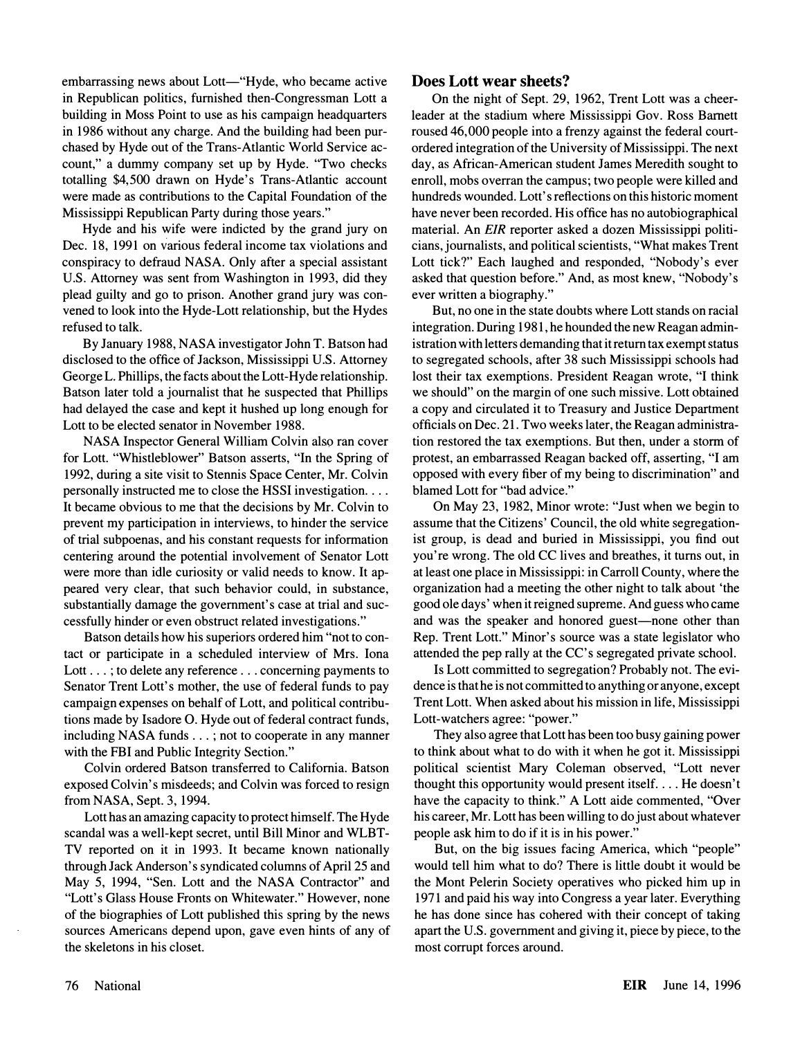embarrassing news about Lott—"Hyde, who became active in Republican politics, furnished then-Congressman Lott a building in Moss Point to use as his campaign headquarters in 1986 without any charge. And the building had been purchased by Hyde out of the Trans-Atlantic World Service account," a dummy company set up by Hyde. "Two checks totalling $4,500 drawn on Hyde's Trans-Atlantic account were made as contributions to the Capital Foundation of the Mississippi Republican Party during those years."

Hyde and his wife were indicted by the grand jury on Dec. 18, 1991 on various federal income tax violations and conspiracy to defraud NASA. Only after a special assistant U.S. Attorney was sent from Washington in 1993, did they plead guilty and go to prison. Another grand jury was convened to look into the Hyde-Lott relationship, but the Hydes refused to talk.

By January 1988, NASA investigator John T. Batson had disclosed to the office of Jackson, Mississippi U.S. Attorney George L. Phillips, the facts about the Lott-Hyde relationship. Batson later told a journalist that he suspected that Phillips had delayed the case and kept it hushed up long enough for Lott to be elected senator in November 1988.

NASA Inspector General William Colvin also ran cover for Lott. "Whistleblower" Batson asserts, "In the Spring of 1992, during a site visit to Stennis Space Center, Mr. Colvin personally instructed me to close the HSSI investigation. . . . It became obvious to me that the decisions by Mr. Colvin to prevent my participation in interviews, to hinder the service of trial subpoenas, and his constant requests for information centering around the potential involvement of Senator Lott were more than idle curiosity or valid needs to know. It appeared very clear, that such behavior could, in substance, substantially damage the government's case at trial and successfully hinder or even obstruct related investigations."

Batson details how his superiors ordered him "not to contact or participate in a scheduled interview of Mrs. Iona Lott . . . ; to delete any reference . . . concerning payments to Senator Trent Lott's mother, the use of federal funds to pay campaign expenses on behalf of Lott, and political contributions made by Isadore O. Hyde out of federal contract funds, including NASA funds . . . ; not to cooperate in any manner with the FBI and Public Integrity Section."

Colvin ordered Batson transferred to California. Batson exposed Colvin's misdeeds; and Colvin was forced to resign from NASA, Sept. 3, 1994.

Lott has an amazing capacity to protect himself. The Hyde scandal was a well-kept secret, until Bill Minor and WLBT-TV reported on it in 1993. It became known nationally through Jack Anderson's syndicated columns of April 25 and May 5, 1994, "Sen. Lott and the NASA Contractor" and "Lott's Glass House Fronts on Whitewater." However, none of the biographies of Lott published this spring by the news sources Americans depend upon, gave even hints of any of the skeletons in his closet.

## Does Lott wear sheets?

On the night of Sept. 29, 1962, Trent Lott was a cheerleader at the stadium where Mississippi Gov. Ross Barnett roused 46,000 people into a frenzy against the federal court-ordered integration of the University of Mississippi. The next day, as African-American student James Meredith sought to enroll, mobs overran the campus; two people were killed and hundreds wounded. Lott's reflections on this historic moment have never been recorded. His office has no autobiographical material. An *EIR* reporter asked a dozen Mississippi politicians, journalists, and political scientists, "What makes Trent Lott tick?" Each laughed and responded, "Nobody's ever asked that question before." And, as most knew, "Nobody's ever written a biography."

But, no one in the state doubts where Lott stands on racial integration. During 1981, he hounded the new Reagan administration with letters demanding that it return tax exempt status to segregated schools, after 38 such Mississippi schools had lost their tax exemptions. President Reagan wrote, "I think we should" on the margin of one such missive. Lott obtained a copy and circulated it to Treasury and Justice Department officials on Dec. 21. Two weeks later, the Reagan administration restored the tax exemptions. But then, under a storm of protest, an embarrassed Reagan backed off, asserting, "I am opposed with every fiber of my being to discrimination" and blamed Lott for "bad advice."

On May 23, 1982, Minor wrote: "Just when we begin to assume that the Citizens' Council, the old white segregationist group, is dead and buried in Mississippi, you find out you're wrong. The old CC lives and breathes, it turns out, in at least one place in Mississippi: in Carroll County, where the organization had a meeting the other night to talk about 'the good ole days' when it reigned supreme. And guess who came and was the speaker and honored guest—none other than Rep. Trent Lott." Minor's source was a state legislator who attended the pep rally at the CC's segregated private school.

Is Lott committed to segregation? Probably not. The evidence is that he is not committed to anything or anyone, except Trent Lott. When asked about his mission in life, Mississippi Lott-watchers agree: "power."

They also agree that Lott has been too busy gaining power to think about what to do with it when he got it. Mississippi political scientist Mary Coleman observed, "Lott never thought this opportunity would present itself. . . . He doesn't have the capacity to think." A Lott aide commented, "Over his career, Mr. Lott has been willing to do just about whatever people ask him to do if it is in his power."

But, on the big issues facing America, which "people" would tell him what to do? There is little doubt it would be the Mont Pelerin Society operatives who picked him up in 1971 and paid his way into Congress a year later. Everything he has done since has cohered with their concept of taking apart the U.S. government and giving it, piece by piece, to the most corrupt forces around.